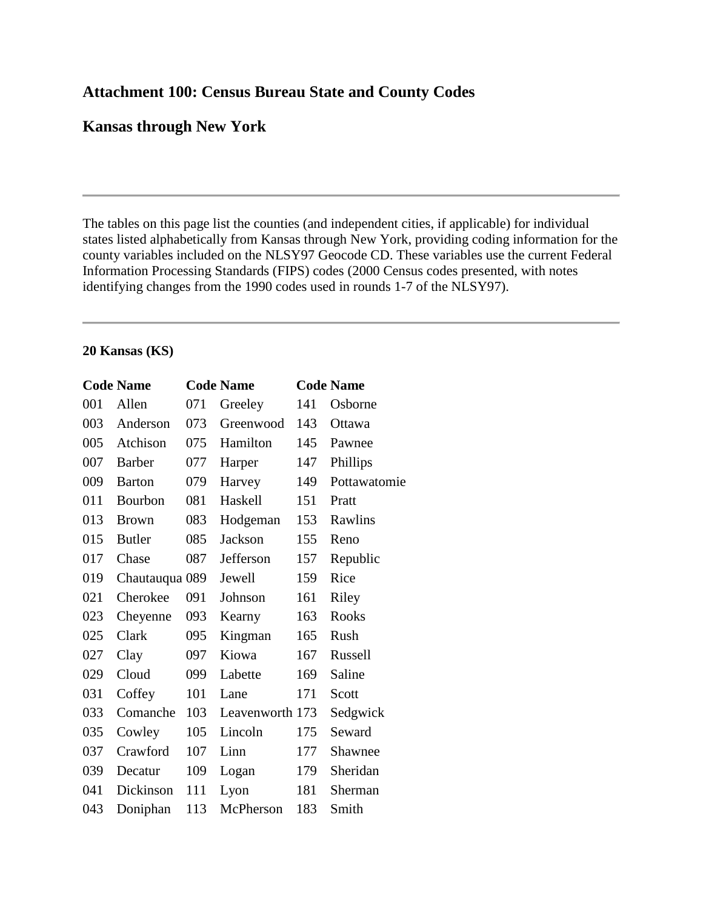## Attachment 100: Census Bureau State and County Codes

## Kansas through New York

---

The tables on this page list the counties (and independent cities, if applicable) for individual states listed alphabetically from Kansas through New York, providing coding information for the county variables included on the NLSY97 Geocode CD. These variables use the current Federal Information Processing Standards (FIPS) codes (2000 Census codes presented, with notes identifying changes from the 1990 codes used in rounds 1-7 of the NLSY97).

---

**20 Kansas (KS)**

| Code | Name | Code | Name | Code | Name |
|---|---|---|---|---|---|
| 001 | Allen | 071 | Greeley | 141 | Osborne |
| 003 | Anderson | 073 | Greenwood | 143 | Ottawa |
| 005 | Atchison | 075 | Hamilton | 145 | Pawnee |
| 007 | Barber | 077 | Harper | 147 | Phillips |
| 009 | Barton | 079 | Harvey | 149 | Pottawatomie |
| 011 | Bourbon | 081 | Haskell | 151 | Pratt |
| 013 | Brown | 083 | Hodgeman | 153 | Rawlins |
| 015 | Butler | 085 | Jackson | 155 | Reno |
| 017 | Chase | 087 | Jefferson | 157 | Republic |
| 019 | Chautauqua | 089 | Jewell | 159 | Rice |
| 021 | Cherokee | 091 | Johnson | 161 | Riley |
| 023 | Cheyenne | 093 | Kearny | 163 | Rooks |
| 025 | Clark | 095 | Kingman | 165 | Rush |
| 027 | Clay | 097 | Kiowa | 167 | Russell |
| 029 | Cloud | 099 | Labette | 169 | Saline |
| 031 | Coffey | 101 | Lane | 171 | Scott |
| 033 | Comanche | 103 | Leavenworth | 173 | Sedgwick |
| 035 | Cowley | 105 | Lincoln | 175 | Seward |
| 037 | Crawford | 107 | Linn | 177 | Shawnee |
| 039 | Decatur | 109 | Logan | 179 | Sheridan |
| 041 | Dickinson | 111 | Lyon | 181 | Sherman |
| 043 | Doniphan | 113 | McPherson | 183 | Smith |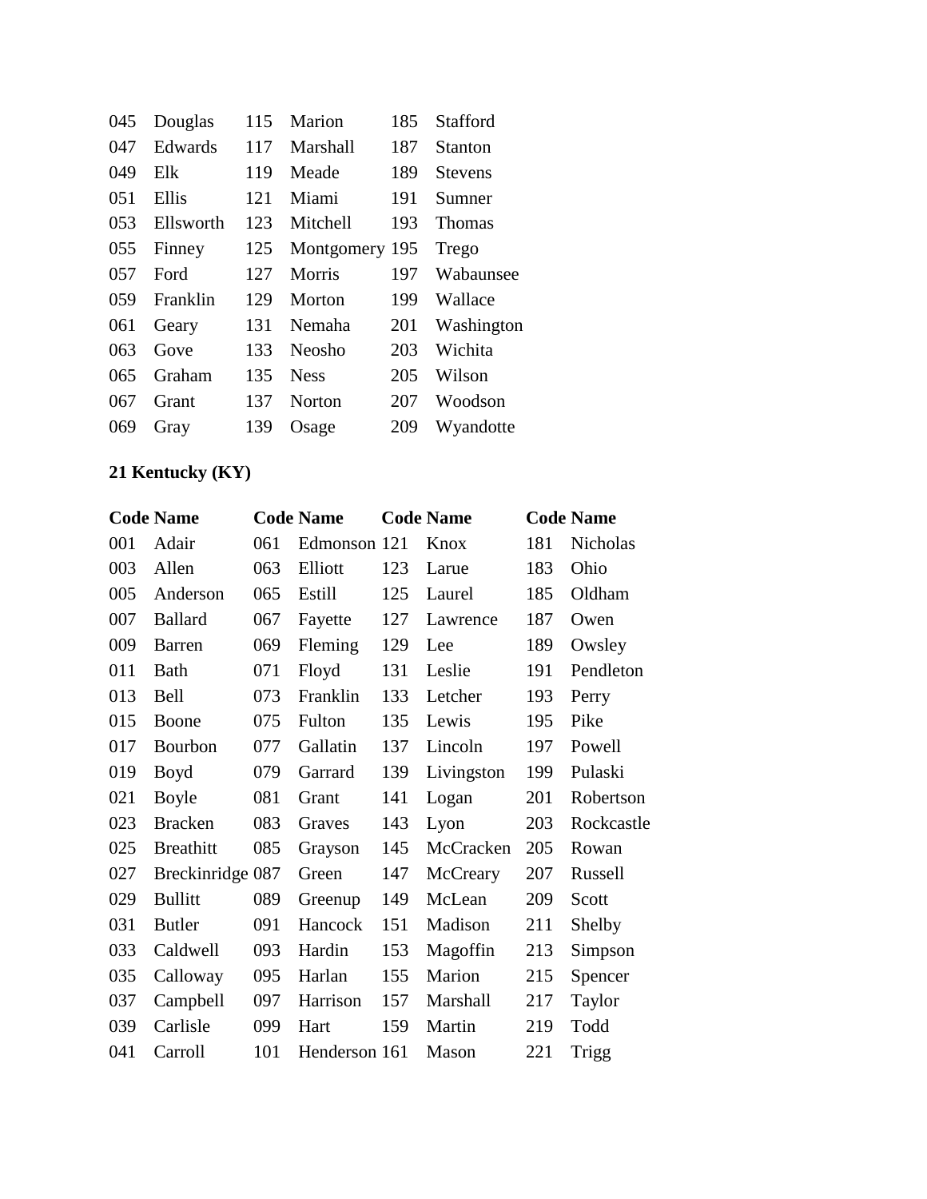| | | | | | |
|---|---|---|---|---|---|
| 045 | Douglas | 115 | Marion | 185 | Stafford |
| 047 | Edwards | 117 | Marshall | 187 | Stanton |
| 049 | Elk | 119 | Meade | 189 | Stevens |
| 051 | Ellis | 121 | Miami | 191 | Sumner |
| 053 | Ellsworth | 123 | Mitchell | 193 | Thomas |
| 055 | Finney | 125 | Montgomery | 195 | Trego |
| 057 | Ford | 127 | Morris | 197 | Wabaunsee |
| 059 | Franklin | 129 | Morton | 199 | Wallace |
| 061 | Geary | 131 | Nemaha | 201 | Washington |
| 063 | Gove | 133 | Neosho | 203 | Wichita |
| 065 | Graham | 135 | Ness | 205 | Wilson |
| 067 | Grant | 137 | Norton | 207 | Woodson |
| 069 | Gray | 139 | Osage | 209 | Wyandotte |

**21 Kentucky (KY)**

| Code | Name | Code | Name | Code | Name | Code | Name |
|---|---|---|---|---|---|---|---|
| 001 | Adair | 061 | Edmonson | 121 | Knox | 181 | Nicholas |
| 003 | Allen | 063 | Elliott | 123 | Larue | 183 | Ohio |
| 005 | Anderson | 065 | Estill | 125 | Laurel | 185 | Oldham |
| 007 | Ballard | 067 | Fayette | 127 | Lawrence | 187 | Owen |
| 009 | Barren | 069 | Fleming | 129 | Lee | 189 | Owsley |
| 011 | Bath | 071 | Floyd | 131 | Leslie | 191 | Pendleton |
| 013 | Bell | 073 | Franklin | 133 | Letcher | 193 | Perry |
| 015 | Boone | 075 | Fulton | 135 | Lewis | 195 | Pike |
| 017 | Bourbon | 077 | Gallatin | 137 | Lincoln | 197 | Powell |
| 019 | Boyd | 079 | Garrard | 139 | Livingston | 199 | Pulaski |
| 021 | Boyle | 081 | Grant | 141 | Logan | 201 | Robertson |
| 023 | Bracken | 083 | Graves | 143 | Lyon | 203 | Rockcastle |
| 025 | Breathitt | 085 | Grayson | 145 | McCracken | 205 | Rowan |
| 027 | Breckinridge | 087 | Green | 147 | McCreary | 207 | Russell |
| 029 | Bullitt | 089 | Greenup | 149 | McLean | 209 | Scott |
| 031 | Butler | 091 | Hancock | 151 | Madison | 211 | Shelby |
| 033 | Caldwell | 093 | Hardin | 153 | Magoffin | 213 | Simpson |
| 035 | Calloway | 095 | Harlan | 155 | Marion | 215 | Spencer |
| 037 | Campbell | 097 | Harrison | 157 | Marshall | 217 | Taylor |
| 039 | Carlisle | 099 | Hart | 159 | Martin | 219 | Todd |
| 041 | Carroll | 101 | Henderson | 161 | Mason | 221 | Trigg |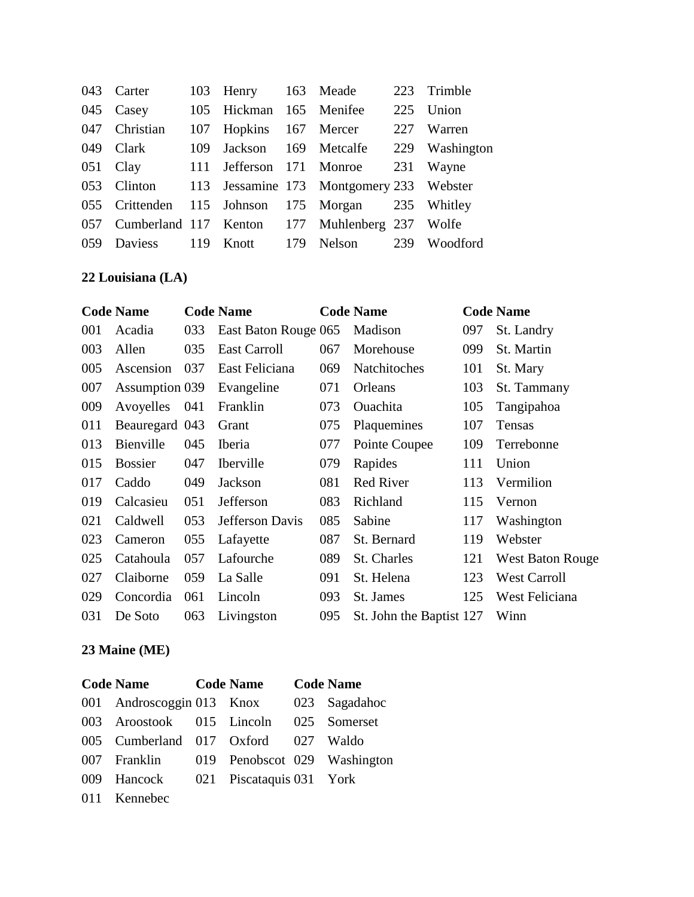| | | | | | | | |
|---|---|---|---|---|---|---|---|
| 043 | Carter | 103 | Henry | 163 | Meade | 223 | Trimble |
| 045 | Casey | 105 | Hickman | 165 | Menifee | 225 | Union |
| 047 | Christian | 107 | Hopkins | 167 | Mercer | 227 | Warren |
| 049 | Clark | 109 | Jackson | 169 | Metcalfe | 229 | Washington |
| 051 | Clay | 111 | Jefferson | 171 | Monroe | 231 | Wayne |
| 053 | Clinton | 113 | Jessamine | 173 | Montgomery | 233 | Webster |
| 055 | Crittenden | 115 | Johnson | 175 | Morgan | 235 | Whitley |
| 057 | Cumberland | 117 | Kenton | 177 | Muhlenberg | 237 | Wolfe |
| 059 | Daviess | 119 | Knott | 179 | Nelson | 239 | Woodford |

**22 Louisiana (LA)**

| Code | Name | Code | Name | Code | Name | Code | Name |
|---|---|---|---|---|---|---|---|
| 001 | Acadia | 033 | East Baton Rouge | 065 | Madison | 097 | St. Landry |
| 003 | Allen | 035 | East Carroll | 067 | Morehouse | 099 | St. Martin |
| 005 | Ascension | 037 | East Feliciana | 069 | Natchitoches | 101 | St. Mary |
| 007 | Assumption | 039 | Evangeline | 071 | Orleans | 103 | St. Tammany |
| 009 | Avoyelles | 041 | Franklin | 073 | Ouachita | 105 | Tangipahoa |
| 011 | Beauregard | 043 | Grant | 075 | Plaquemines | 107 | Tensas |
| 013 | Bienville | 045 | Iberia | 077 | Pointe Coupee | 109 | Terrebonne |
| 015 | Bossier | 047 | Iberville | 079 | Rapides | 111 | Union |
| 017 | Caddo | 049 | Jackson | 081 | Red River | 113 | Vermilion |
| 019 | Calcasieu | 051 | Jefferson | 083 | Richland | 115 | Vernon |
| 021 | Caldwell | 053 | Jefferson Davis | 085 | Sabine | 117 | Washington |
| 023 | Cameron | 055 | Lafayette | 087 | St. Bernard | 119 | Webster |
| 025 | Catahoula | 057 | Lafourche | 089 | St. Charles | 121 | West Baton Rouge |
| 027 | Claiborne | 059 | La Salle | 091 | St. Helena | 123 | West Carroll |
| 029 | Concordia | 061 | Lincoln | 093 | St. James | 125 | West Feliciana |
| 031 | De Soto | 063 | Livingston | 095 | St. John the Baptist | 127 | Winn |

**23 Maine (ME)**

| Code | Name | Code | Name | Code | Name |
|---|---|---|---|---|---|
| 001 | Androscoggin | 013 | Knox | 023 | Sagadahoc |
| 003 | Aroostook | 015 | Lincoln | 025 | Somerset |
| 005 | Cumberland | 017 | Oxford | 027 | Waldo |
| 007 | Franklin | 019 | Penobscot | 029 | Washington |
| 009 | Hancock | 021 | Piscataquis | 031 | York |
| 011 | Kennebec | | | | |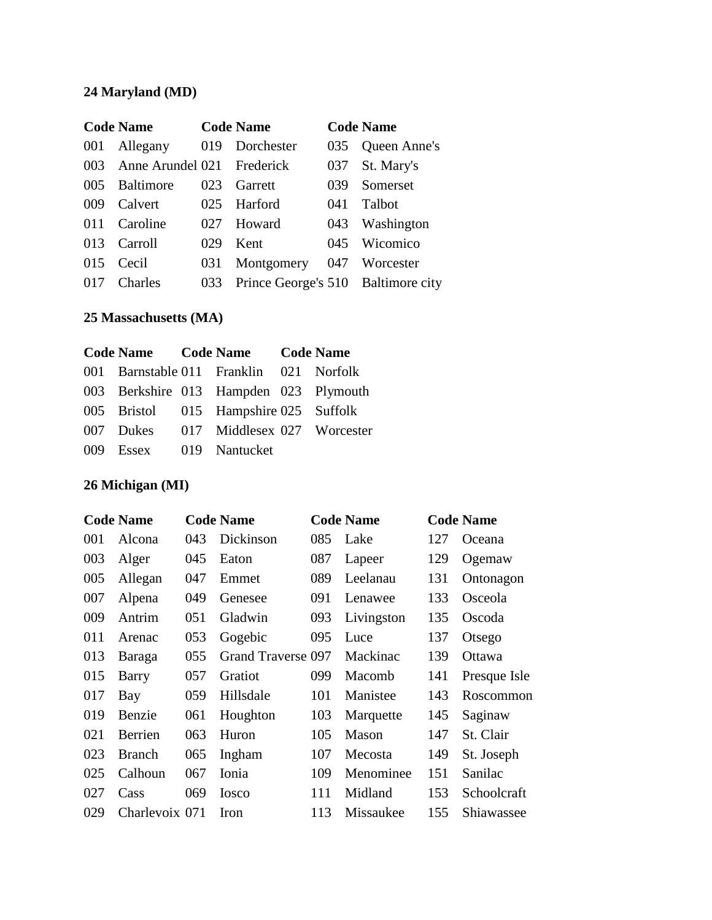**24 Maryland (MD)**

| Code | Name | Code | Name | Code | Name |
|---|---|---|---|---|---|
| 001 | Allegany | 019 | Dorchester | 035 | Queen Anne's |
| 003 | Anne Arundel | 021 | Frederick | 037 | St. Mary's |
| 005 | Baltimore | 023 | Garrett | 039 | Somerset |
| 009 | Calvert | 025 | Harford | 041 | Talbot |
| 011 | Caroline | 027 | Howard | 043 | Washington |
| 013 | Carroll | 029 | Kent | 045 | Wicomico |
| 015 | Cecil | 031 | Montgomery | 047 | Worcester |
| 017 | Charles | 033 | Prince George's | 510 | Baltimore city |

**25 Massachusetts (MA)**

| Code | Name | Code | Name | Code | Name |
|---|---|---|---|---|---|
| 001 | Barnstable | 011 | Franklin | 021 | Norfolk |
| 003 | Berkshire | 013 | Hampden | 023 | Plymouth |
| 005 | Bristol | 015 | Hampshire | 025 | Suffolk |
| 007 | Dukes | 017 | Middlesex | 027 | Worcester |
| 009 | Essex | 019 | Nantucket | | |

**26 Michigan (MI)**

| Code | Name | Code | Name | Code | Name | Code | Name |
|---|---|---|---|---|---|---|---|
| 001 | Alcona | 043 | Dickinson | 085 | Lake | 127 | Oceana |
| 003 | Alger | 045 | Eaton | 087 | Lapeer | 129 | Ogemaw |
| 005 | Allegan | 047 | Emmet | 089 | Leelanau | 131 | Ontonagon |
| 007 | Alpena | 049 | Genesee | 091 | Lenawee | 133 | Osceola |
| 009 | Antrim | 051 | Gladwin | 093 | Livingston | 135 | Oscoda |
| 011 | Arenac | 053 | Gogebic | 095 | Luce | 137 | Otsego |
| 013 | Baraga | 055 | Grand Traverse | 097 | Mackinac | 139 | Ottawa |
| 015 | Barry | 057 | Gratiot | 099 | Macomb | 141 | Presque Isle |
| 017 | Bay | 059 | Hillsdale | 101 | Manistee | 143 | Roscommon |
| 019 | Benzie | 061 | Houghton | 103 | Marquette | 145 | Saginaw |
| 021 | Berrien | 063 | Huron | 105 | Mason | 147 | St. Clair |
| 023 | Branch | 065 | Ingham | 107 | Mecosta | 149 | St. Joseph |
| 025 | Calhoun | 067 | Ionia | 109 | Menominee | 151 | Sanilac |
| 027 | Cass | 069 | Iosco | 111 | Midland | 153 | Schoolcraft |
| 029 | Charlevoix | 071 | Iron | 113 | Missaukee | 155 | Shiawassee |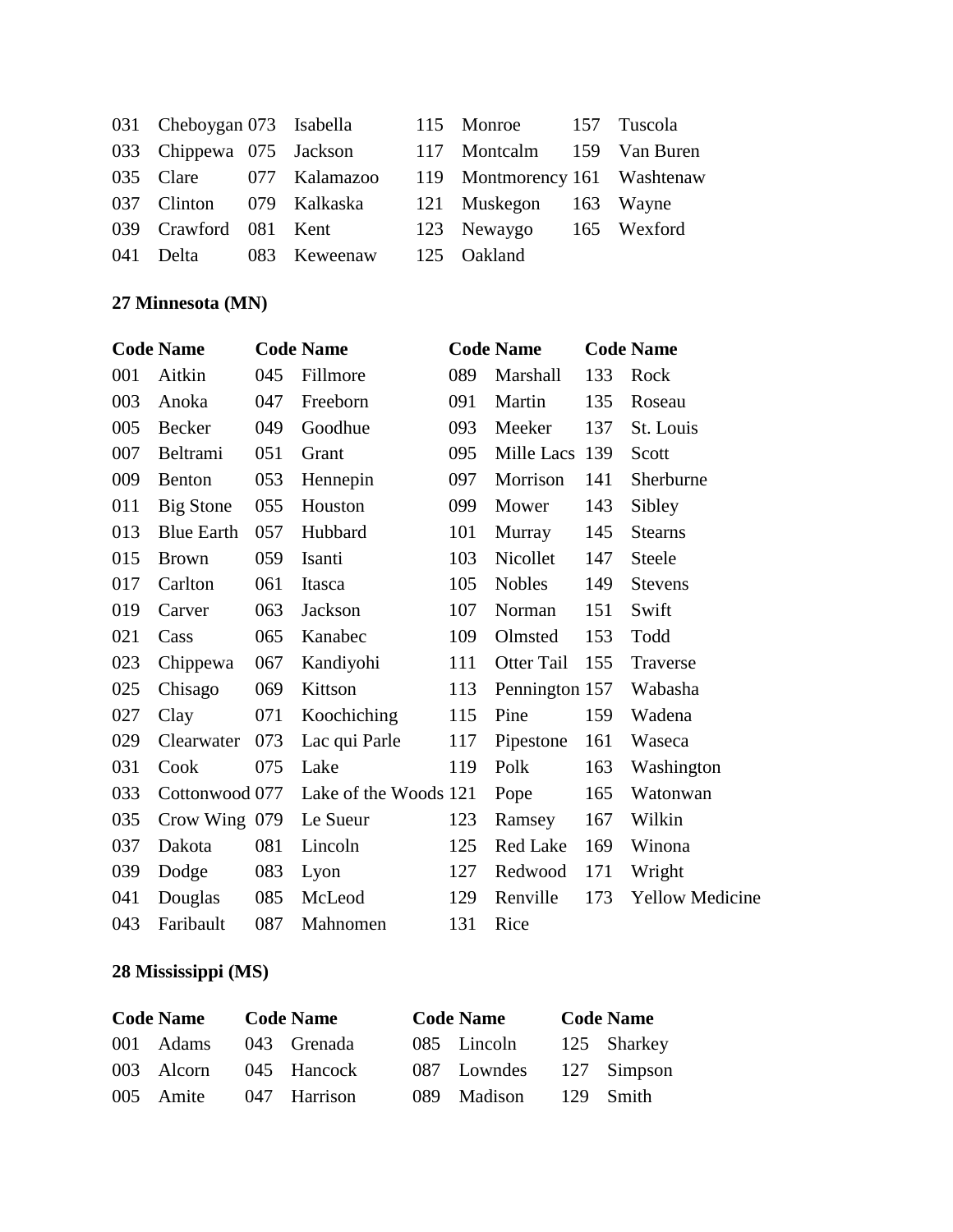| | | | | | | | |
|---|---|---|---|---|---|---|---|
| 031 | Cheboygan | 073 | Isabella | 115 | Monroe | 157 | Tuscola |
| 033 | Chippewa | 075 | Jackson | 117 | Montcalm | 159 | Van Buren |
| 035 | Clare | 077 | Kalamazoo | 119 | Montmorency | 161 | Washtenaw |
| 037 | Clinton | 079 | Kalkaska | 121 | Muskegon | 163 | Wayne |
| 039 | Crawford | 081 | Kent | 123 | Newaygo | 165 | Wexford |
| 041 | Delta | 083 | Keweenaw | 125 | Oakland | | |

**27 Minnesota (MN)**

| Code | Name | Code | Name | Code | Name | Code | Name |
|---|---|---|---|---|---|---|---|
| 001 | Aitkin | 045 | Fillmore | 089 | Marshall | 133 | Rock |
| 003 | Anoka | 047 | Freeborn | 091 | Martin | 135 | Roseau |
| 005 | Becker | 049 | Goodhue | 093 | Meeker | 137 | St. Louis |
| 007 | Beltrami | 051 | Grant | 095 | Mille Lacs | 139 | Scott |
| 009 | Benton | 053 | Hennepin | 097 | Morrison | 141 | Sherburne |
| 011 | Big Stone | 055 | Houston | 099 | Mower | 143 | Sibley |
| 013 | Blue Earth | 057 | Hubbard | 101 | Murray | 145 | Stearns |
| 015 | Brown | 059 | Isanti | 103 | Nicollet | 147 | Steele |
| 017 | Carlton | 061 | Itasca | 105 | Nobles | 149 | Stevens |
| 019 | Carver | 063 | Jackson | 107 | Norman | 151 | Swift |
| 021 | Cass | 065 | Kanabec | 109 | Olmsted | 153 | Todd |
| 023 | Chippewa | 067 | Kandiyohi | 111 | Otter Tail | 155 | Traverse |
| 025 | Chisago | 069 | Kittson | 113 | Pennington | 157 | Wabasha |
| 027 | Clay | 071 | Koochiching | 115 | Pine | 159 | Wadena |
| 029 | Clearwater | 073 | Lac qui Parle | 117 | Pipestone | 161 | Waseca |
| 031 | Cook | 075 | Lake | 119 | Polk | 163 | Washington |
| 033 | Cottonwood | 077 | Lake of the Woods | 121 | Pope | 165 | Watonwan |
| 035 | Crow Wing | 079 | Le Sueur | 123 | Ramsey | 167 | Wilkin |
| 037 | Dakota | 081 | Lincoln | 125 | Red Lake | 169 | Winona |
| 039 | Dodge | 083 | Lyon | 127 | Redwood | 171 | Wright |
| 041 | Douglas | 085 | McLeod | 129 | Renville | 173 | Yellow Medicine |
| 043 | Faribault | 087 | Mahnomen | 131 | Rice | | |

**28 Mississippi (MS)**

| Code | Name | Code | Name | Code | Name | Code | Name |
|---|---|---|---|---|---|---|---|
| 001 | Adams | 043 | Grenada | 085 | Lincoln | 125 | Sharkey |
| 003 | Alcorn | 045 | Hancock | 087 | Lowndes | 127 | Simpson |
| 005 | Amite | 047 | Harrison | 089 | Madison | 129 | Smith |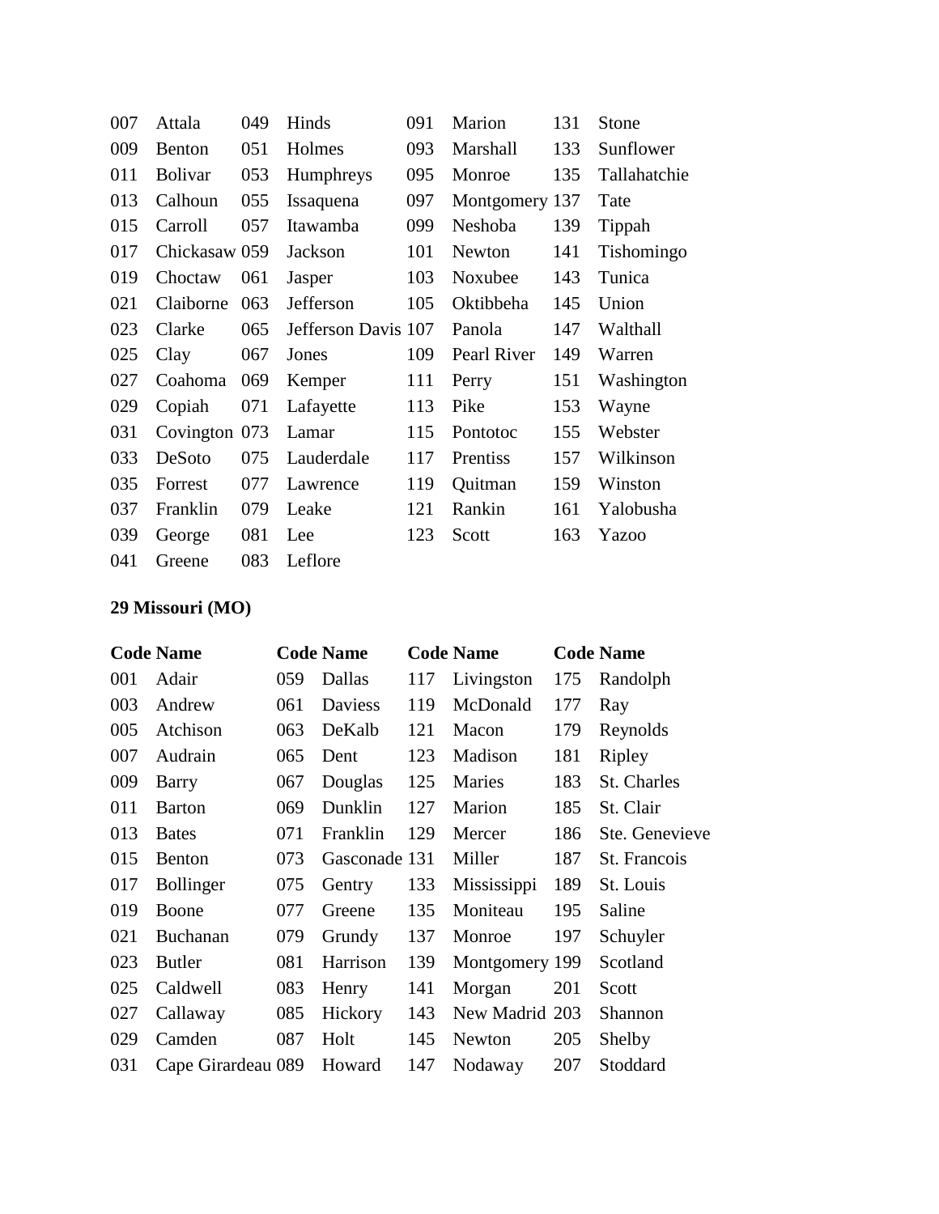| | | | | | | | |
|---|---|---|---|---|---|---|---|
| 007 | Attala | 049 | Hinds | 091 | Marion | 131 | Stone |
| 009 | Benton | 051 | Holmes | 093 | Marshall | 133 | Sunflower |
| 011 | Bolivar | 053 | Humphreys | 095 | Monroe | 135 | Tallahatchie |
| 013 | Calhoun | 055 | Issaquena | 097 | Montgomery | 137 | Tate |
| 015 | Carroll | 057 | Itawamba | 099 | Neshoba | 139 | Tippah |
| 017 | Chickasaw | 059 | Jackson | 101 | Newton | 141 | Tishomingo |
| 019 | Choctaw | 061 | Jasper | 103 | Noxubee | 143 | Tunica |
| 021 | Claiborne | 063 | Jefferson | 105 | Oktibbeha | 145 | Union |
| 023 | Clarke | 065 | Jefferson Davis | 107 | Panola | 147 | Walthall |
| 025 | Clay | 067 | Jones | 109 | Pearl River | 149 | Warren |
| 027 | Coahoma | 069 | Kemper | 111 | Perry | 151 | Washington |
| 029 | Copiah | 071 | Lafayette | 113 | Pike | 153 | Wayne |
| 031 | Covington | 073 | Lamar | 115 | Pontotoc | 155 | Webster |
| 033 | DeSoto | 075 | Lauderdale | 117 | Prentiss | 157 | Wilkinson |
| 035 | Forrest | 077 | Lawrence | 119 | Quitman | 159 | Winston |
| 037 | Franklin | 079 | Leake | 121 | Rankin | 161 | Yalobusha |
| 039 | George | 081 | Lee | 123 | Scott | 163 | Yazoo |
| 041 | Greene | 083 | Leflore | | | | |

**29 Missouri (MO)**

| Code | Name | Code | Name | Code | Name | Code | Name |
|---|---|---|---|---|---|---|---|
| 001 | Adair | 059 | Dallas | 117 | Livingston | 175 | Randolph |
| 003 | Andrew | 061 | Daviess | 119 | McDonald | 177 | Ray |
| 005 | Atchison | 063 | DeKalb | 121 | Macon | 179 | Reynolds |
| 007 | Audrain | 065 | Dent | 123 | Madison | 181 | Ripley |
| 009 | Barry | 067 | Douglas | 125 | Maries | 183 | St. Charles |
| 011 | Barton | 069 | Dunklin | 127 | Marion | 185 | St. Clair |
| 013 | Bates | 071 | Franklin | 129 | Mercer | 186 | Ste. Genevieve |
| 015 | Benton | 073 | Gasconade | 131 | Miller | 187 | St. Francois |
| 017 | Bollinger | 075 | Gentry | 133 | Mississippi | 189 | St. Louis |
| 019 | Boone | 077 | Greene | 135 | Moniteau | 195 | Saline |
| 021 | Buchanan | 079 | Grundy | 137 | Monroe | 197 | Schuyler |
| 023 | Butler | 081 | Harrison | 139 | Montgomery | 199 | Scotland |
| 025 | Caldwell | 083 | Henry | 141 | Morgan | 201 | Scott |
| 027 | Callaway | 085 | Hickory | 143 | New Madrid | 203 | Shannon |
| 029 | Camden | 087 | Holt | 145 | Newton | 205 | Shelby |
| 031 | Cape Girardeau | 089 | Howard | 147 | Nodaway | 207 | Stoddard |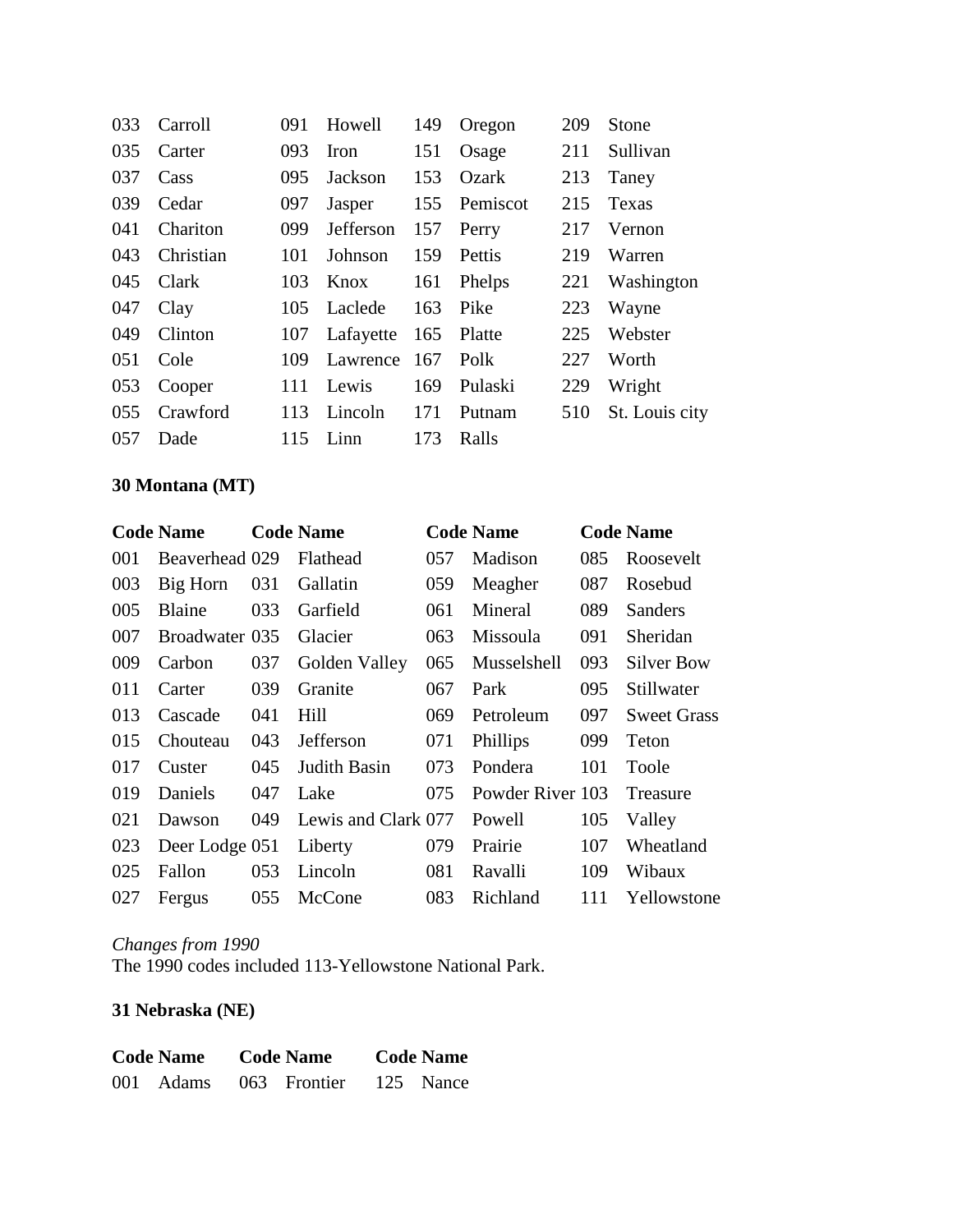| Code | Name | Code | Name | Code | Name | Code | Name |
|---|---|---|---|---|---|---|---|
| 033 | Carroll | 091 | Howell | 149 | Oregon | 209 | Stone |
| 035 | Carter | 093 | Iron | 151 | Osage | 211 | Sullivan |
| 037 | Cass | 095 | Jackson | 153 | Ozark | 213 | Taney |
| 039 | Cedar | 097 | Jasper | 155 | Pemiscot | 215 | Texas |
| 041 | Chariton | 099 | Jefferson | 157 | Perry | 217 | Vernon |
| 043 | Christian | 101 | Johnson | 159 | Pettis | 219 | Warren |
| 045 | Clark | 103 | Knox | 161 | Phelps | 221 | Washington |
| 047 | Clay | 105 | Laclede | 163 | Pike | 223 | Wayne |
| 049 | Clinton | 107 | Lafayette | 165 | Platte | 225 | Webster |
| 051 | Cole | 109 | Lawrence | 167 | Polk | 227 | Worth |
| 053 | Cooper | 111 | Lewis | 169 | Pulaski | 229 | Wright |
| 055 | Crawford | 113 | Lincoln | 171 | Putnam | 510 | St. Louis city |
| 057 | Dade | 115 | Linn | 173 | Ralls | | |

**30 Montana (MT)**

| Code | Name | Code | Name | Code | Name | Code | Name |
|---|---|---|---|---|---|---|---|
| 001 | Beaverhead | 029 | Flathead | 057 | Madison | 085 | Roosevelt |
| 003 | Big Horn | 031 | Gallatin | 059 | Meagher | 087 | Rosebud |
| 005 | Blaine | 033 | Garfield | 061 | Mineral | 089 | Sanders |
| 007 | Broadwater | 035 | Glacier | 063 | Missoula | 091 | Sheridan |
| 009 | Carbon | 037 | Golden Valley | 065 | Musselshell | 093 | Silver Bow |
| 011 | Carter | 039 | Granite | 067 | Park | 095 | Stillwater |
| 013 | Cascade | 041 | Hill | 069 | Petroleum | 097 | Sweet Grass |
| 015 | Chouteau | 043 | Jefferson | 071 | Phillips | 099 | Teton |
| 017 | Custer | 045 | Judith Basin | 073 | Pondera | 101 | Toole |
| 019 | Daniels | 047 | Lake | 075 | Powder River | 103 | Treasure |
| 021 | Dawson | 049 | Lewis and Clark | 077 | Powell | 105 | Valley |
| 023 | Deer Lodge | 051 | Liberty | 079 | Prairie | 107 | Wheatland |
| 025 | Fallon | 053 | Lincoln | 081 | Ravalli | 109 | Wibaux |
| 027 | Fergus | 055 | McCone | 083 | Richland | 111 | Yellowstone |

*Changes from 1990*
The 1990 codes included 113-Yellowstone National Park.

**31 Nebraska (NE)**

| Code | Name | Code | Name | Code | Name |
|---|---|---|---|---|---|
| 001 | Adams | 063 | Frontier | 125 | Nance |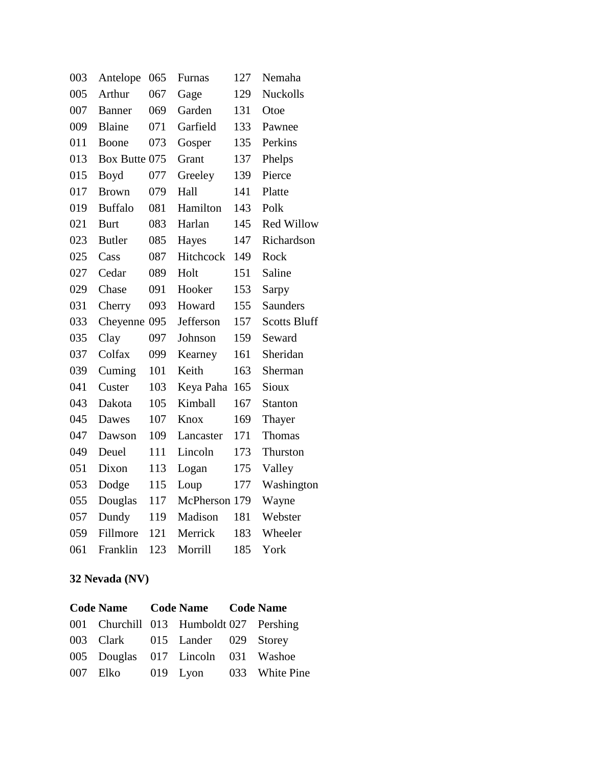| | | | | | |
|---|---|---|---|---|---|
| 003 | Antelope | 065 | Furnas | 127 | Nemaha |
| 005 | Arthur | 067 | Gage | 129 | Nuckolls |
| 007 | Banner | 069 | Garden | 131 | Otoe |
| 009 | Blaine | 071 | Garfield | 133 | Pawnee |
| 011 | Boone | 073 | Gosper | 135 | Perkins |
| 013 | Box Butte | 075 | Grant | 137 | Phelps |
| 015 | Boyd | 077 | Greeley | 139 | Pierce |
| 017 | Brown | 079 | Hall | 141 | Platte |
| 019 | Buffalo | 081 | Hamilton | 143 | Polk |
| 021 | Burt | 083 | Harlan | 145 | Red Willow |
| 023 | Butler | 085 | Hayes | 147 | Richardson |
| 025 | Cass | 087 | Hitchcock | 149 | Rock |
| 027 | Cedar | 089 | Holt | 151 | Saline |
| 029 | Chase | 091 | Hooker | 153 | Sarpy |
| 031 | Cherry | 093 | Howard | 155 | Saunders |
| 033 | Cheyenne | 095 | Jefferson | 157 | Scotts Bluff |
| 035 | Clay | 097 | Johnson | 159 | Seward |
| 037 | Colfax | 099 | Kearney | 161 | Sheridan |
| 039 | Cuming | 101 | Keith | 163 | Sherman |
| 041 | Custer | 103 | Keya Paha | 165 | Sioux |
| 043 | Dakota | 105 | Kimball | 167 | Stanton |
| 045 | Dawes | 107 | Knox | 169 | Thayer |
| 047 | Dawson | 109 | Lancaster | 171 | Thomas |
| 049 | Deuel | 111 | Lincoln | 173 | Thurston |
| 051 | Dixon | 113 | Logan | 175 | Valley |
| 053 | Dodge | 115 | Loup | 177 | Washington |
| 055 | Douglas | 117 | McPherson | 179 | Wayne |
| 057 | Dundy | 119 | Madison | 181 | Webster |
| 059 | Fillmore | 121 | Merrick | 183 | Wheeler |
| 061 | Franklin | 123 | Morrill | 185 | York |

**32 Nevada (NV)**

| Code | Name | Code | Name | Code | Name |
|---|---|---|---|---|---|
| 001 | Churchill | 013 | Humboldt | 027 | Pershing |
| 003 | Clark | 015 | Lander | 029 | Storey |
| 005 | Douglas | 017 | Lincoln | 031 | Washoe |
| 007 | Elko | 019 | Lyon | 033 | White Pine |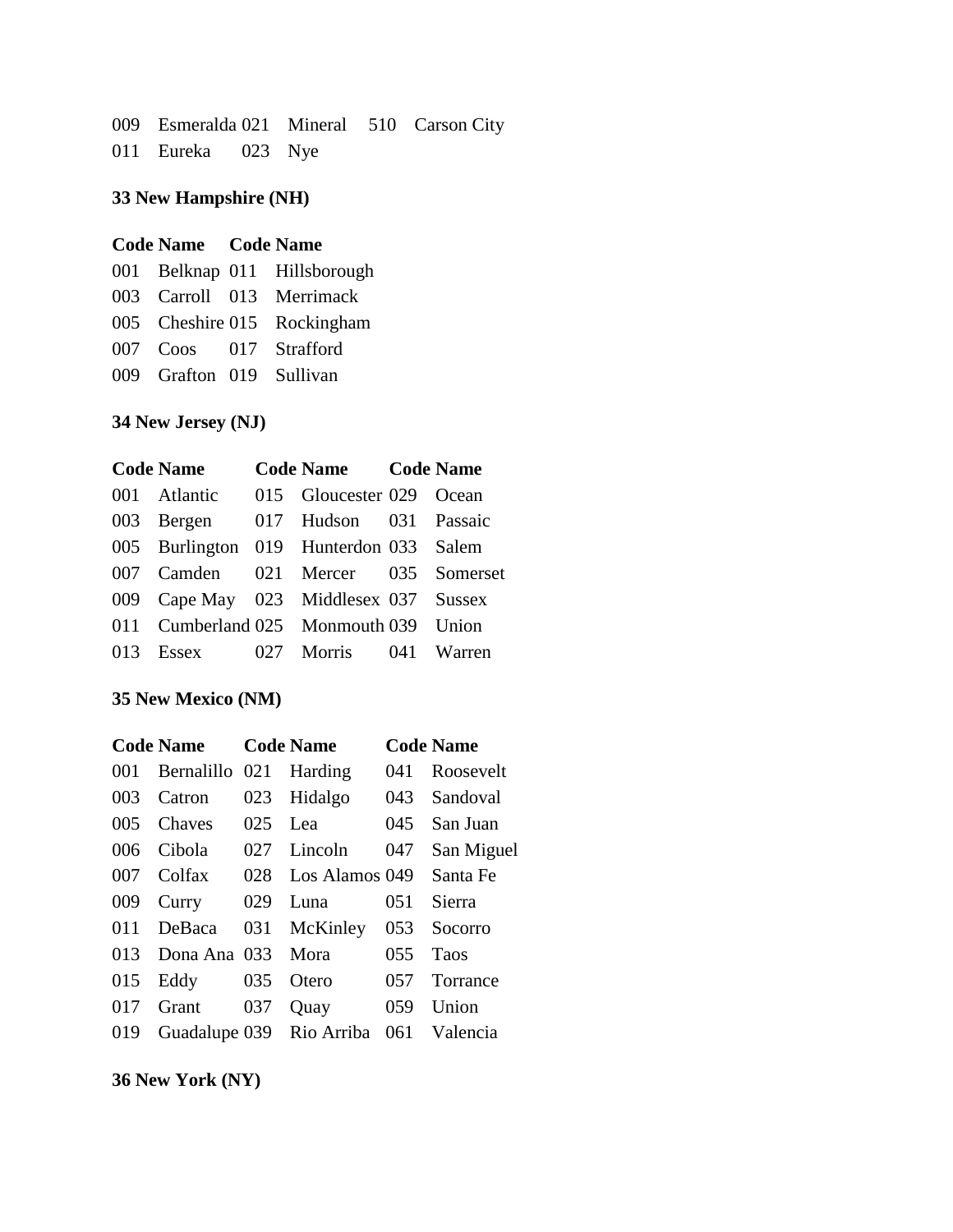| | | | | | |
|---|---|---|---|---|---|
| 009 | Esmeralda | 021 | Mineral | 510 | Carson City |
| 011 | Eureka | 023 | Nye | | |

**33 New Hampshire (NH)**

| Code | Name | Code | Name |
|---|---|---|---|
| 001 | Belknap | 011 | Hillsborough |
| 003 | Carroll | 013 | Merrimack |
| 005 | Cheshire | 015 | Rockingham |
| 007 | Coos | 017 | Strafford |
| 009 | Grafton | 019 | Sullivan |

**34 New Jersey (NJ)**

| Code | Name | Code | Name | Code | Name |
|---|---|---|---|---|---|
| 001 | Atlantic | 015 | Gloucester | 029 | Ocean |
| 003 | Bergen | 017 | Hudson | 031 | Passaic |
| 005 | Burlington | 019 | Hunterdon | 033 | Salem |
| 007 | Camden | 021 | Mercer | 035 | Somerset |
| 009 | Cape May | 023 | Middlesex | 037 | Sussex |
| 011 | Cumberland | 025 | Monmouth | 039 | Union |
| 013 | Essex | 027 | Morris | 041 | Warren |

**35 New Mexico (NM)**

| Code | Name | Code | Name | Code | Name |
|---|---|---|---|---|---|
| 001 | Bernalillo | 021 | Harding | 041 | Roosevelt |
| 003 | Catron | 023 | Hidalgo | 043 | Sandoval |
| 005 | Chaves | 025 | Lea | 045 | San Juan |
| 006 | Cibola | 027 | Lincoln | 047 | San Miguel |
| 007 | Colfax | 028 | Los Alamos | 049 | Santa Fe |
| 009 | Curry | 029 | Luna | 051 | Sierra |
| 011 | DeBaca | 031 | McKinley | 053 | Socorro |
| 013 | Dona Ana | 033 | Mora | 055 | Taos |
| 015 | Eddy | 035 | Otero | 057 | Torrance |
| 017 | Grant | 037 | Quay | 059 | Union |
| 019 | Guadalupe | 039 | Rio Arriba | 061 | Valencia |

**36 New York (NY)**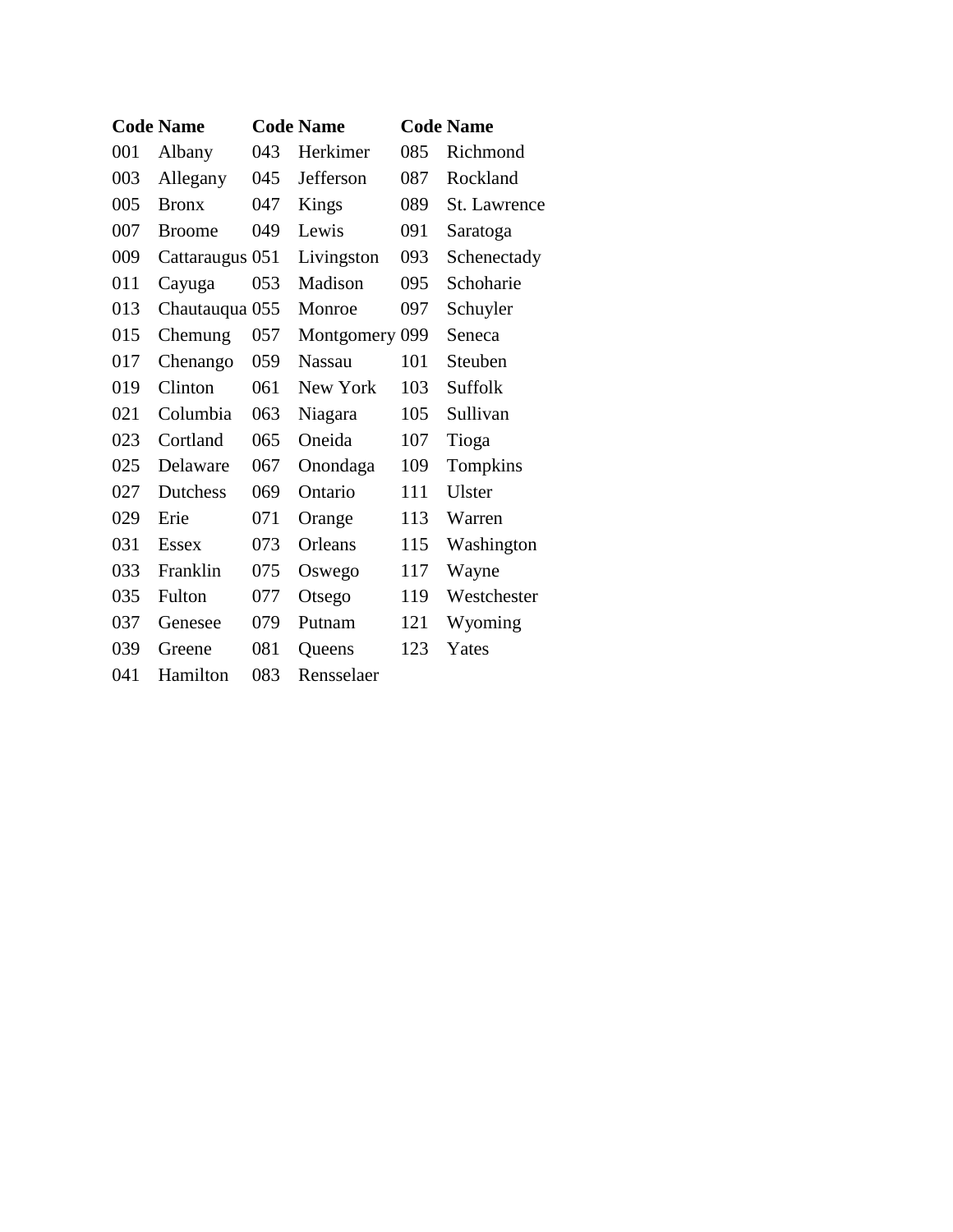| Code | Name | Code | Name | Code | Name |
|---|---|---|---|---|---|
| 001 | Albany | 043 | Herkimer | 085 | Richmond |
| 003 | Allegany | 045 | Jefferson | 087 | Rockland |
| 005 | Bronx | 047 | Kings | 089 | St. Lawrence |
| 007 | Broome | 049 | Lewis | 091 | Saratoga |
| 009 | Cattaraugus | 051 | Livingston | 093 | Schenectady |
| 011 | Cayuga | 053 | Madison | 095 | Schoharie |
| 013 | Chautauqua | 055 | Monroe | 097 | Schuyler |
| 015 | Chemung | 057 | Montgomery | 099 | Seneca |
| 017 | Chenango | 059 | Nassau | 101 | Steuben |
| 019 | Clinton | 061 | New York | 103 | Suffolk |
| 021 | Columbia | 063 | Niagara | 105 | Sullivan |
| 023 | Cortland | 065 | Oneida | 107 | Tioga |
| 025 | Delaware | 067 | Onondaga | 109 | Tompkins |
| 027 | Dutchess | 069 | Ontario | 111 | Ulster |
| 029 | Erie | 071 | Orange | 113 | Warren |
| 031 | Essex | 073 | Orleans | 115 | Washington |
| 033 | Franklin | 075 | Oswego | 117 | Wayne |
| 035 | Fulton | 077 | Otsego | 119 | Westchester |
| 037 | Genesee | 079 | Putnam | 121 | Wyoming |
| 039 | Greene | 081 | Queens | 123 | Yates |
| 041 | Hamilton | 083 | Rensselaer | | |